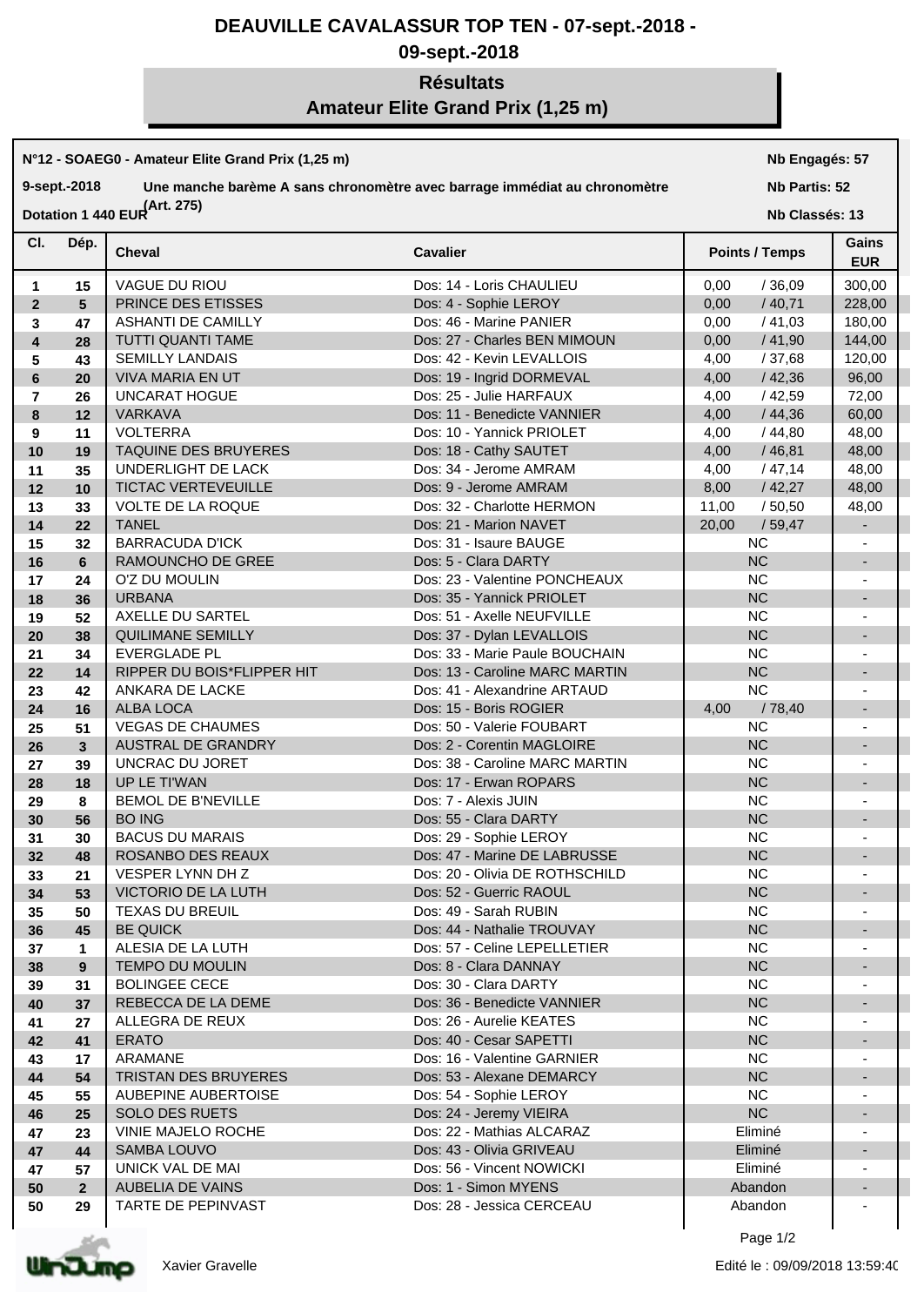# DEAUVILLE CAVALASSUR TOP TEN - 07-sept.-2018 - 09-sept.-2018

## Résultats
## Amateur Elite Grand Prix (1,25 m)

**N°12 - SOAEG0 - Amateur Elite Grand Prix (1,25 m)**

**9-sept.-2018** **Une manche barème A sans chronomètre avec barrage immédiat au chronomètre (Art. 275)**

**Dotation 1 440 EUR**

**Nb Engagés: 57**
**Nb Partis: 52**
**Nb Classés: 13**

| Cl. | Dép. | Cheval | Cavalier | Points / Temps | | Gains EUR |
|---|---|---|---|---|---|---|
| 1 | 15 | VAGUE DU RIOU | Dos: 14 - Loris CHAULIEU | 0,00 | / 36,09 | 300,00 |
| 2 | 5 | PRINCE DES ETISSES | Dos: 4 - Sophie LEROY | 0,00 | / 40,71 | 228,00 |
| 3 | 47 | ASHANTI DE CAMILLY | Dos: 46 - Marine PANIER | 0,00 | / 41,03 | 180,00 |
| 4 | 28 | TUTTI QUANTI TAME | Dos: 27 - Charles BEN MIMOUN | 0,00 | / 41,90 | 144,00 |
| 5 | 43 | SEMILLY LANDAIS | Dos: 42 - Kevin LEVALLOIS | 4,00 | / 37,68 | 120,00 |
| 6 | 20 | VIVA MARIA EN UT | Dos: 19 - Ingrid DORMEVAL | 4,00 | / 42,36 | 96,00 |
| 7 | 26 | UNCARAT HOGUE | Dos: 25 - Julie HARFAUX | 4,00 | / 42,59 | 72,00 |
| 8 | 12 | VARKAVA | Dos: 11 - Benedicte VANNIER | 4,00 | / 44,36 | 60,00 |
| 9 | 11 | VOLTERRA | Dos: 10 - Yannick PRIOLET | 4,00 | / 44,80 | 48,00 |
| 10 | 19 | TAQUINE DES BRUYERES | Dos: 18 - Cathy SAUTET | 4,00 | / 46,81 | 48,00 |
| 11 | 35 | UNDERLIGHT DE LACK | Dos: 34 - Jerome AMRAM | 4,00 | / 47,14 | 48,00 |
| 12 | 10 | TICTAC VERTEVEUILLE | Dos: 9 - Jerome AMRAM | 8,00 | / 42,27 | 48,00 |
| 13 | 33 | VOLTE DE LA ROQUE | Dos: 32 - Charlotte HERMON | 11,00 | / 50,50 | 48,00 |
| 14 | 22 | TANEL | Dos: 21 - Marion NAVET | 20,00 | / 59,47 | - |
| 15 | 32 | BARRACUDA D'ICK | Dos: 31 - Isaure BAUGE | NC | | - |
| 16 | 6 | RAMOUNCHO DE GREE | Dos: 5 - Clara DARTY | NC | | - |
| 17 | 24 | O'Z DU MOULIN | Dos: 23 - Valentine PONCHEAUX | NC | | - |
| 18 | 36 | URBANA | Dos: 35 - Yannick PRIOLET | NC | | - |
| 19 | 52 | AXELLE DU SARTEL | Dos: 51 - Axelle NEUFVILLE | NC | | - |
| 20 | 38 | QUILIMANE SEMILLY | Dos: 37 - Dylan LEVALLOIS | NC | | - |
| 21 | 34 | EVERGLADE PL | Dos: 33 - Marie Paule BOUCHAIN | NC | | - |
| 22 | 14 | RIPPER DU BOIS*FLIPPER HIT | Dos: 13 - Caroline MARC MARTIN | NC | | - |
| 23 | 42 | ANKARA DE LACKE | Dos: 41 - Alexandrine ARTAUD | NC | | - |
| 24 | 16 | ALBA LOCA | Dos: 15 - Boris ROGIER | 4,00 | / 78,40 | - |
| 25 | 51 | VEGAS DE CHAUMES | Dos: 50 - Valerie FOUBART | NC | | - |
| 26 | 3 | AUSTRAL DE GRANDRY | Dos: 2 - Corentin MAGLOIRE | NC | | - |
| 27 | 39 | UNCRAC DU JORET | Dos: 38 - Caroline MARC MARTIN | NC | | - |
| 28 | 18 | UP LE TI'WAN | Dos: 17 - Erwan ROPARS | NC | | - |
| 29 | 8 | BEMOL DE B'NEVILLE | Dos: 7 - Alexis JUIN | NC | | - |
| 30 | 56 | BO ING | Dos: 55 - Clara DARTY | NC | | - |
| 31 | 30 | BACUS DU MARAIS | Dos: 29 - Sophie LEROY | NC | | - |
| 32 | 48 | ROSANBO DES REAUX | Dos: 47 - Marine DE LABRUSSE | NC | | - |
| 33 | 21 | VESPER LYNN DH Z | Dos: 20 - Olivia DE ROTHSCHILD | NC | | - |
| 34 | 53 | VICTORIO DE LA LUTH | Dos: 52 - Guerric RAOUL | NC | | - |
| 35 | 50 | TEXAS DU BREUIL | Dos: 49 - Sarah RUBIN | NC | | - |
| 36 | 45 | BE QUICK | Dos: 44 - Nathalie TROUVAY | NC | | - |
| 37 | 1 | ALESIA DE LA LUTH | Dos: 57 - Celine LEPELLETIER | NC | | - |
| 38 | 9 | TEMPO DU MOULIN | Dos: 8 - Clara DANNAY | NC | | - |
| 39 | 31 | BOLINGEE CECE | Dos: 30 - Clara DARTY | NC | | - |
| 40 | 37 | REBECCA DE LA DEME | Dos: 36 - Benedicte VANNIER | NC | | - |
| 41 | 27 | ALLEGRA DE REUX | Dos: 26 - Aurelie KEATES | NC | | - |
| 42 | 41 | ERATO | Dos: 40 - Cesar SAPETTI | NC | | - |
| 43 | 17 | ARAMANE | Dos: 16 - Valentine GARNIER | NC | | - |
| 44 | 54 | TRISTAN DES BRUYERES | Dos: 53 - Alexane DEMARCY | NC | | - |
| 45 | 55 | AUBEPINE AUBERTOISE | Dos: 54 - Sophie LEROY | NC | | - |
| 46 | 25 | SOLO DES RUETS | Dos: 24 - Jeremy VIEIRA | NC | | - |
| 47 | 23 | VINIE MAJELO ROCHE | Dos: 22 - Mathias ALCARAZ | Eliminé | | - |
| 47 | 44 | SAMBA LOUVO | Dos: 43 - Olivia GRIVEAU | Eliminé | | - |
| 47 | 57 | UNICK VAL DE MAI | Dos: 56 - Vincent NOWICKI | Eliminé | | - |
| 50 | 2 | AUBELIA DE VAINS | Dos: 1 - Simon MYENS | Abandon | | - |
| 50 | 29 | TARTE DE PEPINVAST | Dos: 28 - Jessica CERCEAU | Abandon | | - |

Xavier Gravelle

Edité le : 09/09/2018 13:59:40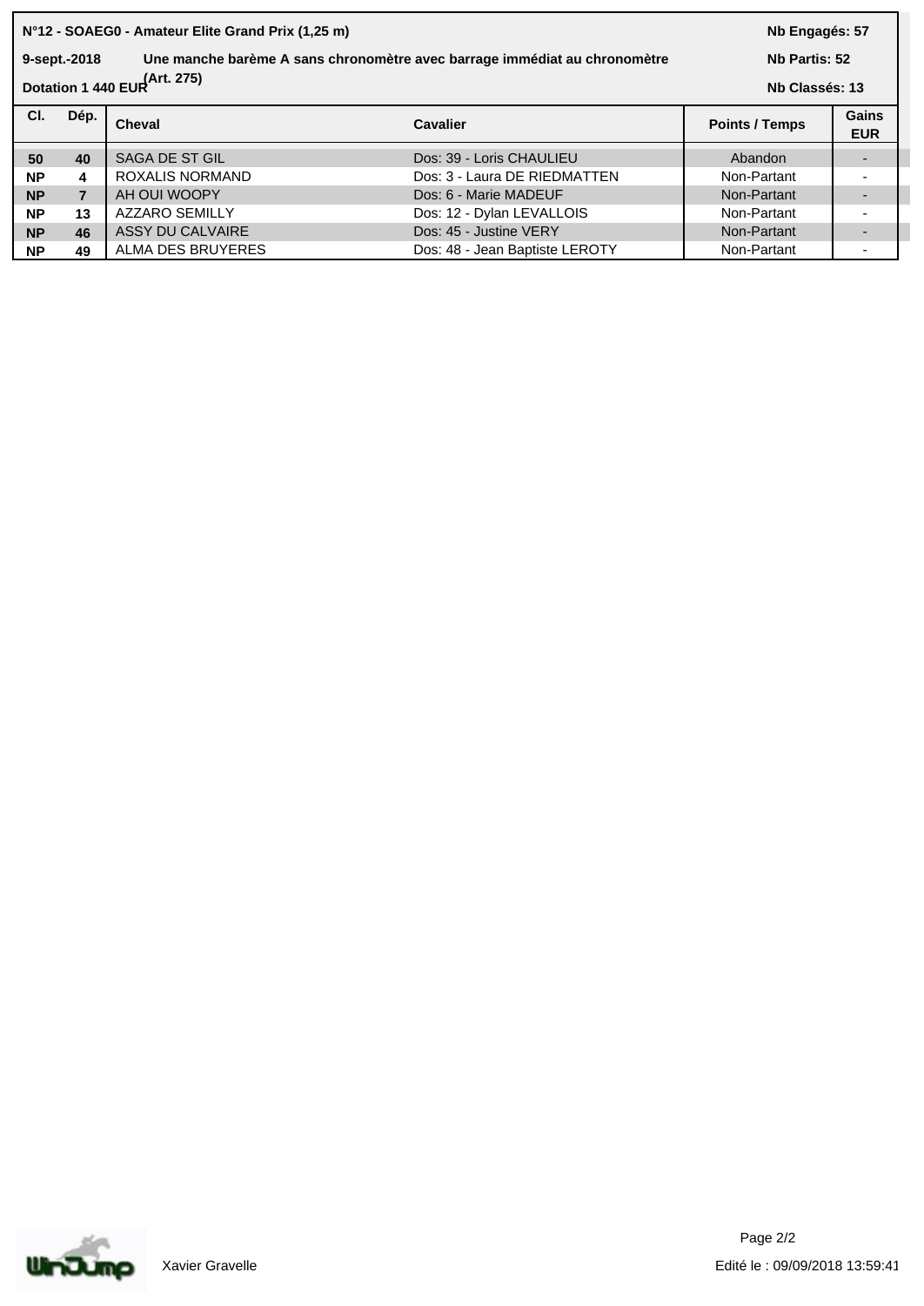**N°12 - SOAEG0 - Amateur Elite Grand Prix (1,25 m)** — **Nb Engagés: 57**

**9-sept.-2018** — **Une manche barème A sans chronomètre avec barrage immédiat au chronomètre (Art. 275)** — **Nb Partis: 52**

**Dotation 1 440 EUR** — **Nb Classés: 13**

| Cl. | Dép. | Cheval | Cavalier | Points / Temps | Gains EUR |
|---|---|---|---|---|---|
| 50 | 40 | SAGA DE ST GIL | Dos: 39 - Loris CHAULIEU | Abandon | - |
| NP | 4 | ROXALIS NORMAND | Dos: 3 - Laura DE RIEDMATTEN | Non-Partant | - |
| NP | 7 | AH OUI WOOPY | Dos: 6 - Marie MADEUF | Non-Partant | - |
| NP | 13 | AZZARO SEMILLY | Dos: 12 - Dylan LEVALLOIS | Non-Partant | - |
| NP | 46 | ASSY DU CALVAIRE | Dos: 45 - Justine VERY | Non-Partant | - |
| NP | 49 | ALMA DES BRUYERES | Dos: 48 - Jean Baptiste LEROTY | Non-Partant | - |

Xavier Gravelle

Edité le : 09/09/2018 13:59:41